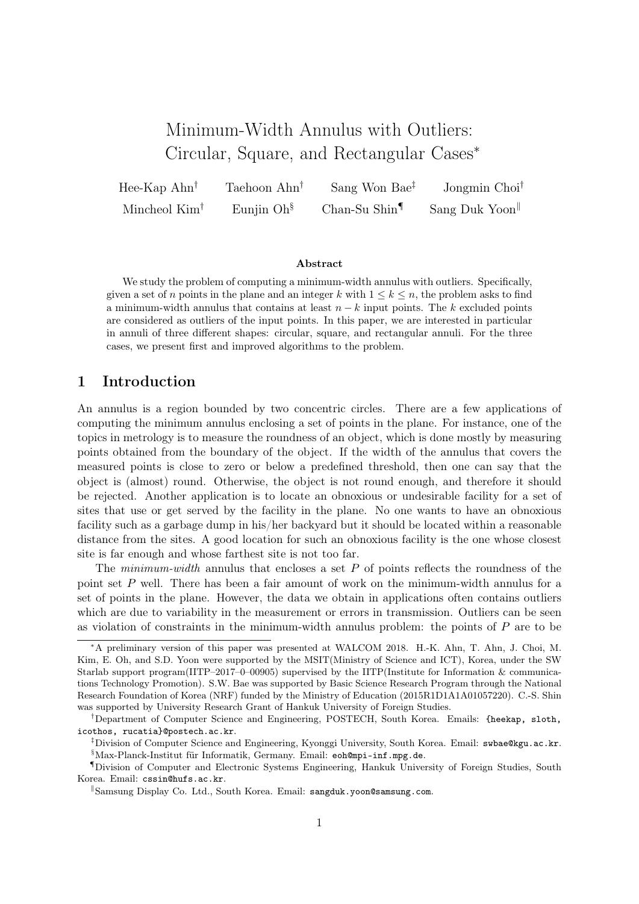# Minimum-Width Annulus with Outliers: Circular, Square, and Rectangular Cases*

Hee-Kap Ahn[†] Taehoon Ahn[†] Sang Won Bae[‡] Jongmin Choi[†]
Mincheol Kim[†] Eunjin Oh[§] Chan-Su Shin[¶] Sang Duk Yoon[‖]

### Abstract

We study the problem of computing a minimum-width annulus with outliers. Specifically, given a set of $n$ points in the plane and an integer $k$ with $1 \leq k \leq n$, the problem asks to find a minimum-width annulus that contains at least $n - k$ input points. The $k$ excluded points are considered as outliers of the input points. In this paper, we are interested in particular in annuli of three different shapes: circular, square, and rectangular annuli. For the three cases, we present first and improved algorithms to the problem.

## 1 Introduction

An annulus is a region bounded by two concentric circles. There are a few applications of computing the minimum annulus enclosing a set of points in the plane. For instance, one of the topics in metrology is to measure the roundness of an object, which is done mostly by measuring points obtained from the boundary of the object. If the width of the annulus that covers the measured points is close to zero or below a predefined threshold, then one can say that the object is (almost) round. Otherwise, the object is not round enough, and therefore it should be rejected. Another application is to locate an obnoxious or undesirable facility for a set of sites that use or get served by the facility in the plane. No one wants to have an obnoxious facility such as a garbage dump in his/her backyard but it should be located within a reasonable distance from the sites. A good location for such an obnoxious facility is the one whose closest site is far enough and whose farthest site is not too far.

The *minimum-width* annulus that encloses a set $P$ of points reflects the roundness of the point set $P$ well. There has been a fair amount of work on the minimum-width annulus for a set of points in the plane. However, the data we obtain in applications often contains outliers which are due to variability in the measurement or errors in transmission. Outliers can be seen as violation of constraints in the minimum-width annulus problem: the points of $P$ are to be

---

*A preliminary version of this paper was presented at WALCOM 2018. H.-K. Ahn, T. Ahn, J. Choi, M. Kim, E. Oh, and S.D. Yoon were supported by the MSIT(Ministry of Science and ICT), Korea, under the SW Starlab support program(IITP–2017–0–00905) supervised by the IITP(Institute for Information & communications Technology Promotion). S.W. Bae was supported by Basic Science Research Program through the National Research Foundation of Korea (NRF) funded by the Ministry of Education (2015R1D1A1A01057220). C.-S. Shin was supported by University Research Grant of Hankuk University of Foreign Studies.

[†]Department of Computer Science and Engineering, POSTECH, South Korea. Emails: {heekap, sloth, icothos, rucatia}@postech.ac.kr.

[‡]Division of Computer Science and Engineering, Kyonggi University, South Korea. Email: swbae@kgu.ac.kr.

[§]Max-Planck-Institut für Informatik, Germany. Email: eoh@mpi-inf.mpg.de.

[¶]Division of Computer and Electronic Systems Engineering, Hankuk University of Foreign Studies, South Korea. Email: cssin@hufs.ac.kr.

[‖]Samsung Display Co. Ltd., South Korea. Email: sangduk.yoon@samsung.com.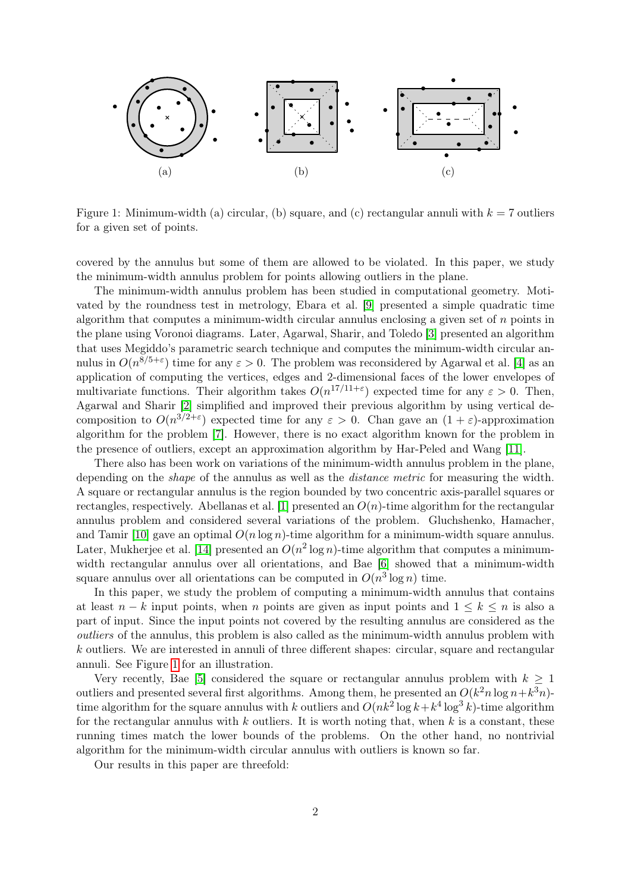Figure 1: Minimum-width (a) circular, (b) square, and (c) rectangular annuli with $k = 7$ outliers for a given set of points.

covered by the annulus but some of them are allowed to be violated. In this paper, we study the minimum-width annulus problem for points allowing outliers in the plane.

The minimum-width annulus problem has been studied in computational geometry. Motivated by the roundness test in metrology, Ebara et al. [9] presented a simple quadratic time algorithm that computes a minimum-width circular annulus enclosing a given set of $n$ points in the plane using Voronoi diagrams. Later, Agarwal, Sharir, and Toledo [3] presented an algorithm that uses Megiddo's parametric search technique and computes the minimum-width circular annulus in $O(n^{8/5+\varepsilon})$ time for any $\varepsilon > 0$. The problem was reconsidered by Agarwal et al. [4] as an application of computing the vertices, edges and 2-dimensional faces of the lower envelopes of multivariate functions. Their algorithm takes $O(n^{17/11+\varepsilon})$ expected time for any $\varepsilon > 0$. Then, Agarwal and Sharir [2] simplified and improved their previous algorithm by using vertical decomposition to $O(n^{3/2+\varepsilon})$ expected time for any $\varepsilon > 0$. Chan gave an $(1 + \varepsilon)$-approximation algorithm for the problem [7]. However, there is no exact algorithm known for the problem in the presence of outliers, except an approximation algorithm by Har-Peled and Wang [11].

There also has been work on variations of the minimum-width annulus problem in the plane, depending on the *shape* of the annulus as well as the *distance metric* for measuring the width. A square or rectangular annulus is the region bounded by two concentric axis-parallel squares or rectangles, respectively. Abellanas et al. [1] presented an $O(n)$-time algorithm for the rectangular annulus problem and considered several variations of the problem. Gluchshenko, Hamacher, and Tamir [10] gave an optimal $O(n \log n)$-time algorithm for a minimum-width square annulus. Later, Mukherjee et al. [14] presented an $O(n^2 \log n)$-time algorithm that computes a minimum-width rectangular annulus over all orientations, and Bae [6] showed that a minimum-width square annulus over all orientations can be computed in $O(n^3 \log n)$ time.

In this paper, we study the problem of computing a minimum-width annulus that contains at least $n - k$ input points, when $n$ points are given as input points and $1 \leq k \leq n$ is also a part of input. Since the input points not covered by the resulting annulus are considered as the *outliers* of the annulus, this problem is also called as the minimum-width annulus problem with $k$ outliers. We are interested in annuli of three different shapes: circular, square and rectangular annuli. See Figure 1 for an illustration.

Very recently, Bae [5] considered the square or rectangular annulus problem with $k \geq 1$ outliers and presented several first algorithms. Among them, he presented an $O(k^2 n \log n + k^3 n)$-time algorithm for the square annulus with $k$ outliers and $O(nk^2 \log k + k^4 \log^3 k)$-time algorithm for the rectangular annulus with $k$ outliers. It is worth noting that, when $k$ is a constant, these running times match the lower bounds of the problems. On the other hand, no nontrivial algorithm for the minimum-width circular annulus with outliers is known so far.

Our results in this paper are threefold: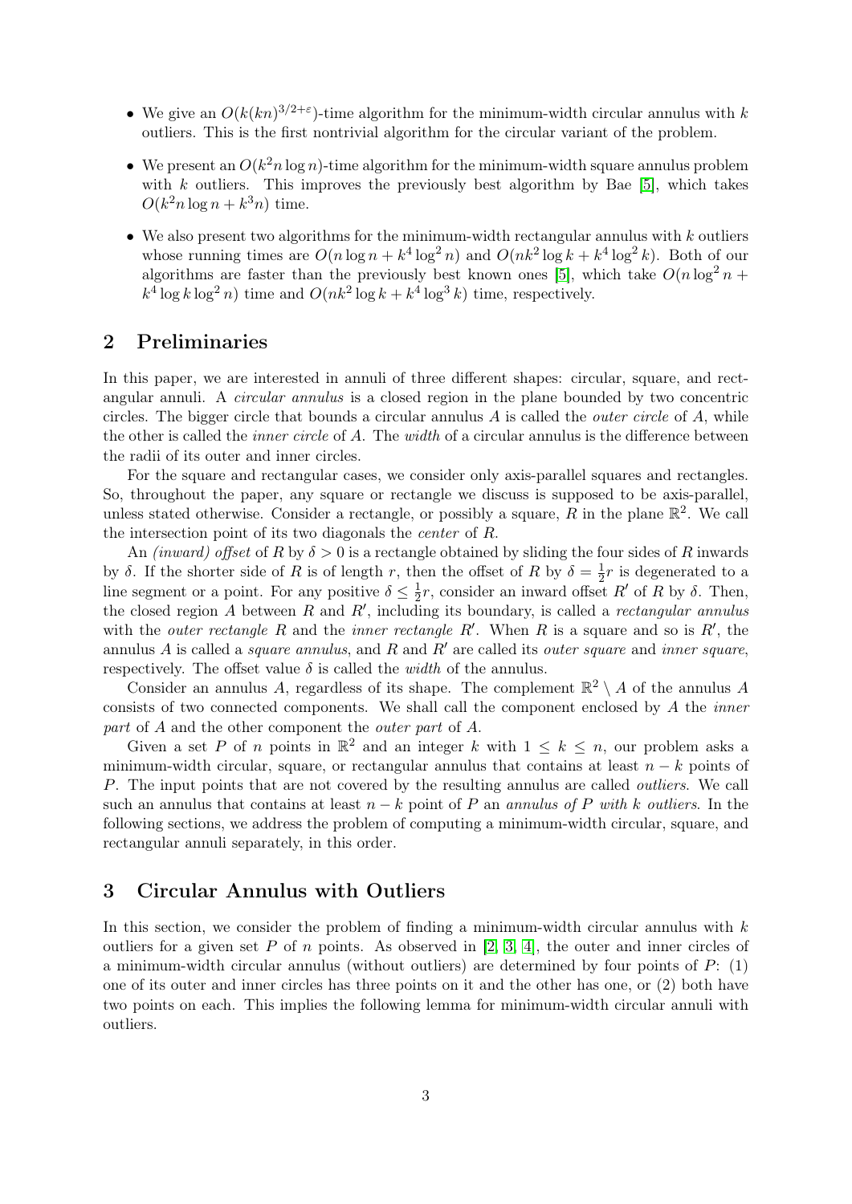- We give an $O(k(kn)^{3/2+\varepsilon})$-time algorithm for the minimum-width circular annulus with $k$ outliers. This is the first nontrivial algorithm for the circular variant of the problem.
- We present an $O(k^2 n \log n)$-time algorithm for the minimum-width square annulus problem with $k$ outliers. This improves the previously best algorithm by Bae [5], which takes $O(k^2 n \log n + k^3 n)$ time.
- We also present two algorithms for the minimum-width rectangular annulus with $k$ outliers whose running times are $O(n \log n + k^4 \log^2 n)$ and $O(nk^2 \log k + k^4 \log^2 k)$. Both of our algorithms are faster than the previously best known ones [5], which take $O(n \log^2 n + k^4 \log k \log^2 n)$ time and $O(nk^2 \log k + k^4 \log^3 k)$ time, respectively.

## 2 Preliminaries

In this paper, we are interested in annuli of three different shapes: circular, square, and rectangular annuli. A *circular annulus* is a closed region in the plane bounded by two concentric circles. The bigger circle that bounds a circular annulus $A$ is called the *outer circle* of $A$, while the other is called the *inner circle* of $A$. The *width* of a circular annulus is the difference between the radii of its outer and inner circles.

For the square and rectangular cases, we consider only axis-parallel squares and rectangles. So, throughout the paper, any square or rectangle we discuss is supposed to be axis-parallel, unless stated otherwise. Consider a rectangle, or possibly a square, $R$ in the plane $\mathbb{R}^2$. We call the intersection point of its two diagonals the *center* of $R$.

An *(inward) offset* of $R$ by $\delta > 0$ is a rectangle obtained by sliding the four sides of $R$ inwards by $\delta$. If the shorter side of $R$ is of length $r$, then the offset of $R$ by $\delta = \frac{1}{2}r$ is degenerated to a line segment or a point. For any positive $\delta \leq \frac{1}{2}r$, consider an inward offset $R'$ of $R$ by $\delta$. Then, the closed region $A$ between $R$ and $R'$, including its boundary, is called a *rectangular annulus* with the *outer rectangle* $R$ and the *inner rectangle* $R'$. When $R$ is a square and so is $R'$, the annulus $A$ is called a *square annulus*, and $R$ and $R'$ are called its *outer square* and *inner square*, respectively. The offset value $\delta$ is called the *width* of the annulus.

Consider an annulus $A$, regardless of its shape. The complement $\mathbb{R}^2 \setminus A$ of the annulus $A$ consists of two connected components. We shall call the component enclosed by $A$ the *inner part* of $A$ and the other component the *outer part* of $A$.

Given a set $P$ of $n$ points in $\mathbb{R}^2$ and an integer $k$ with $1 \leq k \leq n$, our problem asks a minimum-width circular, square, or rectangular annulus that contains at least $n - k$ points of $P$. The input points that are not covered by the resulting annulus are called *outliers*. We call such an annulus that contains at least $n - k$ point of $P$ an *annulus of $P$ with $k$ outliers*. In the following sections, we address the problem of computing a minimum-width circular, square, and rectangular annuli separately, in this order.

## 3 Circular Annulus with Outliers

In this section, we consider the problem of finding a minimum-width circular annulus with $k$ outliers for a given set $P$ of $n$ points. As observed in [2, 3, 4], the outer and inner circles of a minimum-width circular annulus (without outliers) are determined by four points of $P$: (1) one of its outer and inner circles has three points on it and the other has one, or (2) both have two points on each. This implies the following lemma for minimum-width circular annuli with outliers.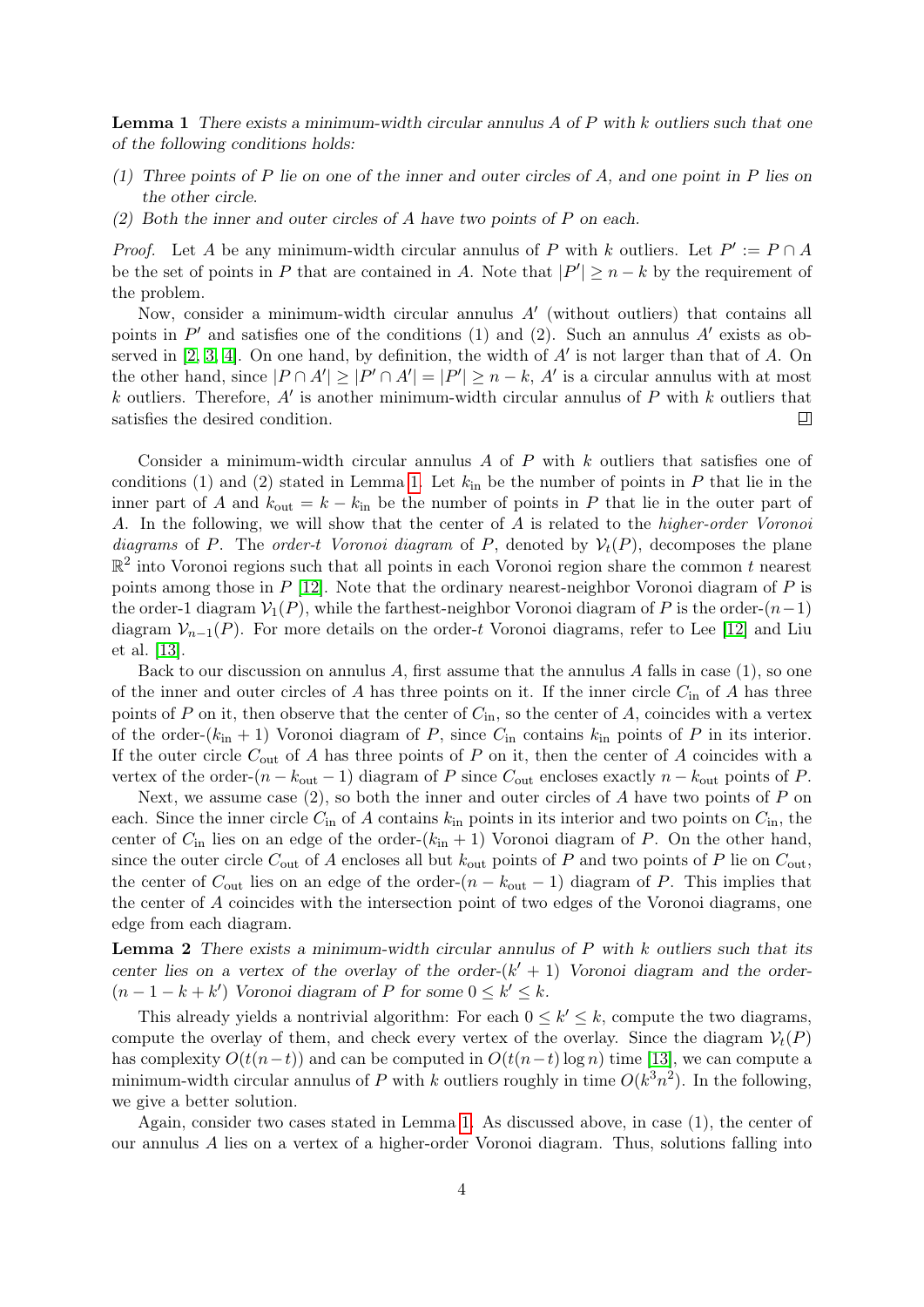**Lemma 1** *There exists a minimum-width circular annulus $A$ of $P$ with $k$ outliers such that one of the following conditions holds:*

*(1) Three points of $P$ lie on one of the inner and outer circles of $A$, and one point in $P$ lies on the other circle.*

*(2) Both the inner and outer circles of $A$ have two points of $P$ on each.*

*Proof.* Let $A$ be any minimum-width circular annulus of $P$ with $k$ outliers. Let $P' := P \cap A$ be the set of points in $P$ that are contained in $A$. Note that $|P'| \geq n - k$ by the requirement of the problem.

Now, consider a minimum-width circular annulus $A'$ (without outliers) that contains all points in $P'$ and satisfies one of the conditions (1) and (2). Such an annulus $A'$ exists as observed in [2, 3, 4]. On one hand, by definition, the width of $A'$ is not larger than that of $A$. On the other hand, since $|P \cap A'| \geq |P' \cap A'| = |P'| \geq n - k$, $A'$ is a circular annulus with at most $k$ outliers. Therefore, $A'$ is another minimum-width circular annulus of $P$ with $k$ outliers that satisfies the desired condition. ◻

Consider a minimum-width circular annulus $A$ of $P$ with $k$ outliers that satisfies one of conditions (1) and (2) stated in Lemma 1. Let $k_{\text{in}}$ be the number of points in $P$ that lie in the inner part of $A$ and $k_{\text{out}} = k - k_{\text{in}}$ be the number of points in $P$ that lie in the outer part of $A$. In the following, we will show that the center of $A$ is related to the *higher-order Voronoi diagrams* of $P$. The *order-$t$ Voronoi diagram* of $P$, denoted by $\mathcal{V}_t(P)$, decomposes the plane $\mathbb{R}^2$ into Voronoi regions such that all points in each Voronoi region share the common $t$ nearest points among those in $P$ [12]. Note that the ordinary nearest-neighbor Voronoi diagram of $P$ is the order-1 diagram $\mathcal{V}_1(P)$, while the farthest-neighbor Voronoi diagram of $P$ is the order-$(n-1)$ diagram $\mathcal{V}_{n-1}(P)$. For more details on the order-$t$ Voronoi diagrams, refer to Lee [12] and Liu et al. [13].

Back to our discussion on annulus $A$, first assume that the annulus $A$ falls in case (1), so one of the inner and outer circles of $A$ has three points on it. If the inner circle $C_{\text{in}}$ of $A$ has three points of $P$ on it, then observe that the center of $C_{\text{in}}$, so the center of $A$, coincides with a vertex of the order-$(k_{\text{in}} + 1)$ Voronoi diagram of $P$, since $C_{\text{in}}$ contains $k_{\text{in}}$ points of $P$ in its interior. If the outer circle $C_{\text{out}}$ of $A$ has three points of $P$ on it, then the center of $A$ coincides with a vertex of the order-$(n - k_{\text{out}} - 1)$ diagram of $P$ since $C_{\text{out}}$ encloses exactly $n - k_{\text{out}}$ points of $P$.

Next, we assume case (2), so both the inner and outer circles of $A$ have two points of $P$ on each. Since the inner circle $C_{\text{in}}$ of $A$ contains $k_{\text{in}}$ points in its interior and two points on $C_{\text{in}}$, the center of $C_{\text{in}}$ lies on an edge of the order-$(k_{\text{in}} + 1)$ Voronoi diagram of $P$. On the other hand, since the outer circle $C_{\text{out}}$ of $A$ encloses all but $k_{\text{out}}$ points of $P$ and two points of $P$ lie on $C_{\text{out}}$, the center of $C_{\text{out}}$ lies on an edge of the order-$(n - k_{\text{out}} - 1)$ diagram of $P$. This implies that the center of $A$ coincides with the intersection point of two edges of the Voronoi diagrams, one edge from each diagram.

**Lemma 2** *There exists a minimum-width circular annulus of $P$ with $k$ outliers such that its center lies on a vertex of the overlay of the order-$(k' + 1)$ Voronoi diagram and the order-$(n - 1 - k + k')$ Voronoi diagram of $P$ for some $0 \leq k' \leq k$.*

This already yields a nontrivial algorithm: For each $0 \leq k' \leq k$, compute the two diagrams, compute the overlay of them, and check every vertex of the overlay. Since the diagram $\mathcal{V}_t(P)$ has complexity $O(t(n-t))$ and can be computed in $O(t(n-t) \log n)$ time [13], we can compute a minimum-width circular annulus of $P$ with $k$ outliers roughly in time $O(k^3 n^2)$. In the following, we give a better solution.

Again, consider two cases stated in Lemma 1. As discussed above, in case (1), the center of our annulus $A$ lies on a vertex of a higher-order Voronoi diagram. Thus, solutions falling into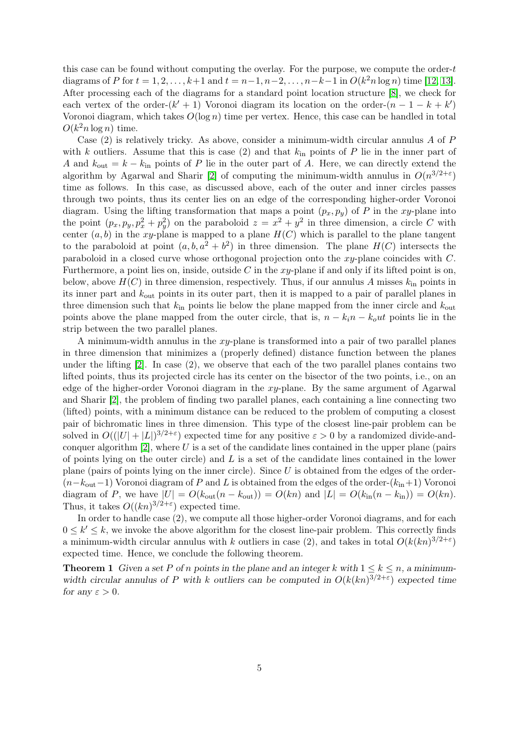this case can be found without computing the overlay. For the purpose, we compute the order-$t$ diagrams of $P$ for $t = 1, 2, \ldots, k+1$ and $t = n-1, n-2, \ldots, n-k-1$ in $O(k^2 n \log n)$ time [12, 13]. After processing each of the diagrams for a standard point location structure [8], we check for each vertex of the order-$(k'+1)$ Voronoi diagram its location on the order-$(n-1-k+k')$ Voronoi diagram, which takes $O(\log n)$ time per vertex. Hence, this case can be handled in total $O(k^2 n \log n)$ time.

Case (2) is relatively tricky. As above, consider a minimum-width circular annulus $A$ of $P$ with $k$ outliers. Assume that this is case (2) and that $k_{\mathrm{in}}$ points of $P$ lie in the inner part of $A$ and $k_{\mathrm{out}} = k - k_{\mathrm{in}}$ points of $P$ lie in the outer part of $A$. Here, we can directly extend the algorithm by Agarwal and Sharir [2] of computing the minimum-width annulus in $O(n^{3/2+\varepsilon})$ time as follows. In this case, as discussed above, each of the outer and inner circles passes through two points, thus its center lies on an edge of the corresponding higher-order Voronoi diagram. Using the lifting transformation that maps a point $(p_x, p_y)$ of $P$ in the $xy$-plane into the point $(p_x, p_y, p_x^2 + p_y^2)$ on the paraboloid $z = x^2 + y^2$ in three dimension, a circle $C$ with center $(a, b)$ in the $xy$-plane is mapped to a plane $H(C)$ which is parallel to the plane tangent to the paraboloid at point $(a, b, a^2 + b^2)$ in three dimension. The plane $H(C)$ intersects the paraboloid in a closed curve whose orthogonal projection onto the $xy$-plane coincides with $C$. Furthermore, a point lies on, inside, outside $C$ in the $xy$-plane if and only if its lifted point is on, below, above $H(C)$ in three dimension, respectively. Thus, if our annulus $A$ misses $k_{\mathrm{in}}$ points in its inner part and $k_{\mathrm{out}}$ points in its outer part, then it is mapped to a pair of parallel planes in three dimension such that $k_{\mathrm{in}}$ points lie below the plane mapped from the inner circle and $k_{\mathrm{out}}$ points above the plane mapped from the outer circle, that is, $n - k_i n - k_o ut$ points lie in the strip between the two parallel planes.

A minimum-width annulus in the $xy$-plane is transformed into a pair of two parallel planes in three dimension that minimizes a (properly defined) distance function between the planes under the lifting [2]. In case (2), we observe that each of the two parallel planes contains two lifted points, thus its projected circle has its center on the bisector of the two points, i.e., on an edge of the higher-order Voronoi diagram in the $xy$-plane. By the same argument of Agarwal and Sharir [2], the problem of finding two parallel planes, each containing a line connecting two (lifted) points, with a minimum distance can be reduced to the problem of computing a closest pair of bichromatic lines in three dimension. This type of the closest line-pair problem can be solved in $O((|U| + |L|)^{3/2+\varepsilon})$ expected time for any positive $\varepsilon > 0$ by a randomized divide-and-conquer algorithm [2], where $U$ is a set of the candidate lines contained in the upper plane (pairs of points lying on the outer circle) and $L$ is a set of the candidate lines contained in the lower plane (pairs of points lying on the inner circle). Since $U$ is obtained from the edges of the order-$(n-k_{\mathrm{out}}-1)$ Voronoi diagram of $P$ and $L$ is obtained from the edges of the order-$(k_{\mathrm{in}}+1)$ Voronoi diagram of $P$, we have $|U| = O(k_{\mathrm{out}}(n - k_{\mathrm{out}})) = O(kn)$ and $|L| = O(k_{\mathrm{in}}(n - k_{\mathrm{in}})) = O(kn)$. Thus, it takes $O((kn)^{3/2+\varepsilon})$ expected time.

In order to handle case (2), we compute all those higher-order Voronoi diagrams, and for each $0 \le k' \le k$, we invoke the above algorithm for the closest line-pair problem. This correctly finds a minimum-width circular annulus with $k$ outliers in case (2), and takes in total $O(k(kn)^{3/2+\varepsilon})$ expected time. Hence, we conclude the following theorem.

**Theorem 1** *Given a set $P$ of $n$ points in the plane and an integer $k$ with $1 \le k \le n$, a minimum-width circular annulus of $P$ with $k$ outliers can be computed in $O(k(kn)^{3/2+\varepsilon})$ expected time for any $\varepsilon > 0$.*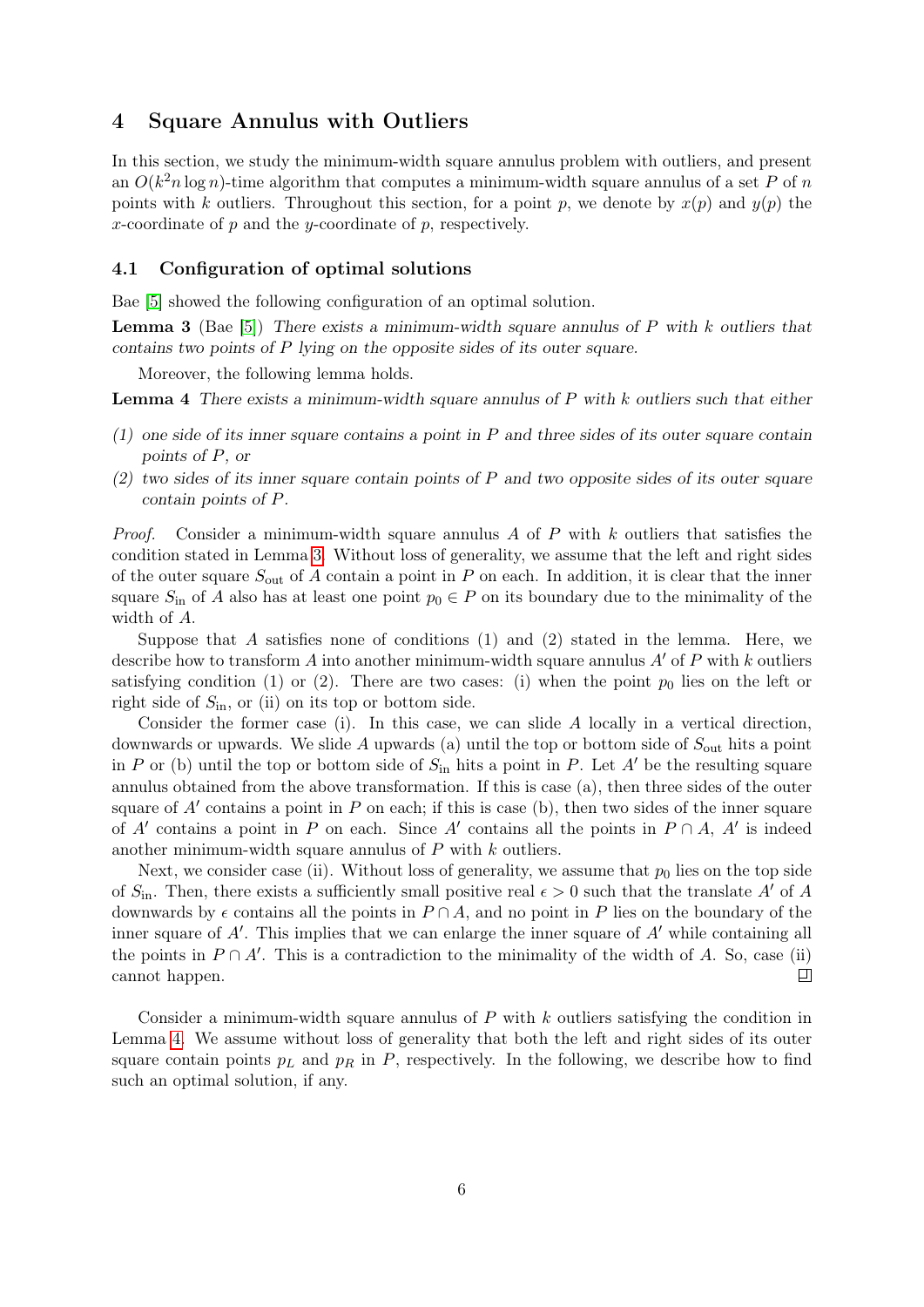## 4 Square Annulus with Outliers

In this section, we study the minimum-width square annulus problem with outliers, and present an $O(k^2 n \log n)$-time algorithm that computes a minimum-width square annulus of a set $P$ of $n$ points with $k$ outliers. Throughout this section, for a point $p$, we denote by $x(p)$ and $y(p)$ the $x$-coordinate of $p$ and the $y$-coordinate of $p$, respectively.

### 4.1 Configuration of optimal solutions

Bae [5] showed the following configuration of an optimal solution.

**Lemma 3** (Bae [5]) *There exists a minimum-width square annulus of $P$ with $k$ outliers that contains two points of $P$ lying on the opposite sides of its outer square.*

Moreover, the following lemma holds.

**Lemma 4** *There exists a minimum-width square annulus of $P$ with $k$ outliers such that either*

*(1) one side of its inner square contains a point in $P$ and three sides of its outer square contain points of $P$, or*

*(2) two sides of its inner square contain points of $P$ and two opposite sides of its outer square contain points of $P$.*

*Proof.* Consider a minimum-width square annulus $A$ of $P$ with $k$ outliers that satisfies the condition stated in Lemma 3. Without loss of generality, we assume that the left and right sides of the outer square $S_{\text{out}}$ of $A$ contain a point in $P$ on each. In addition, it is clear that the inner square $S_{\text{in}}$ of $A$ also has at least one point $p_0 \in P$ on its boundary due to the minimality of the width of $A$.

Suppose that $A$ satisfies none of conditions (1) and (2) stated in the lemma. Here, we describe how to transform $A$ into another minimum-width square annulus $A'$ of $P$ with $k$ outliers satisfying condition (1) or (2). There are two cases: (i) when the point $p_0$ lies on the left or right side of $S_{\text{in}}$, or (ii) on its top or bottom side.

Consider the former case (i). In this case, we can slide $A$ locally in a vertical direction, downwards or upwards. We slide $A$ upwards (a) until the top or bottom side of $S_{\text{out}}$ hits a point in $P$ or (b) until the top or bottom side of $S_{\text{in}}$ hits a point in $P$. Let $A'$ be the resulting square annulus obtained from the above transformation. If this is case (a), then three sides of the outer square of $A'$ contain a point in $P$ on each; if this is case (b), then two sides of the inner square of $A'$ contains a point in $P$ on each. Since $A'$ contains all the points in $P \cap A$, $A'$ is indeed another minimum-width square annulus of $P$ with $k$ outliers.

Next, we consider case (ii). Without loss of generality, we assume that $p_0$ lies on the top side of $S_{\text{in}}$. Then, there exists a sufficiently small positive real $\epsilon > 0$ such that the translate $A'$ of $A$ downwards by $\epsilon$ contains all the points in $P \cap A$, and no point in $P$ lies on the boundary of the inner square of $A'$. This implies that we can enlarge the inner square of $A'$ while containing all the points in $P \cap A'$. This is a contradiction to the minimality of the width of $A$. So, case (ii) cannot happen. ◻

Consider a minimum-width square annulus of $P$ with $k$ outliers satisfying the condition in Lemma 4. We assume without loss of generality that both the left and right sides of its outer square contain points $p_L$ and $p_R$ in $P$, respectively. In the following, we describe how to find such an optimal solution, if any.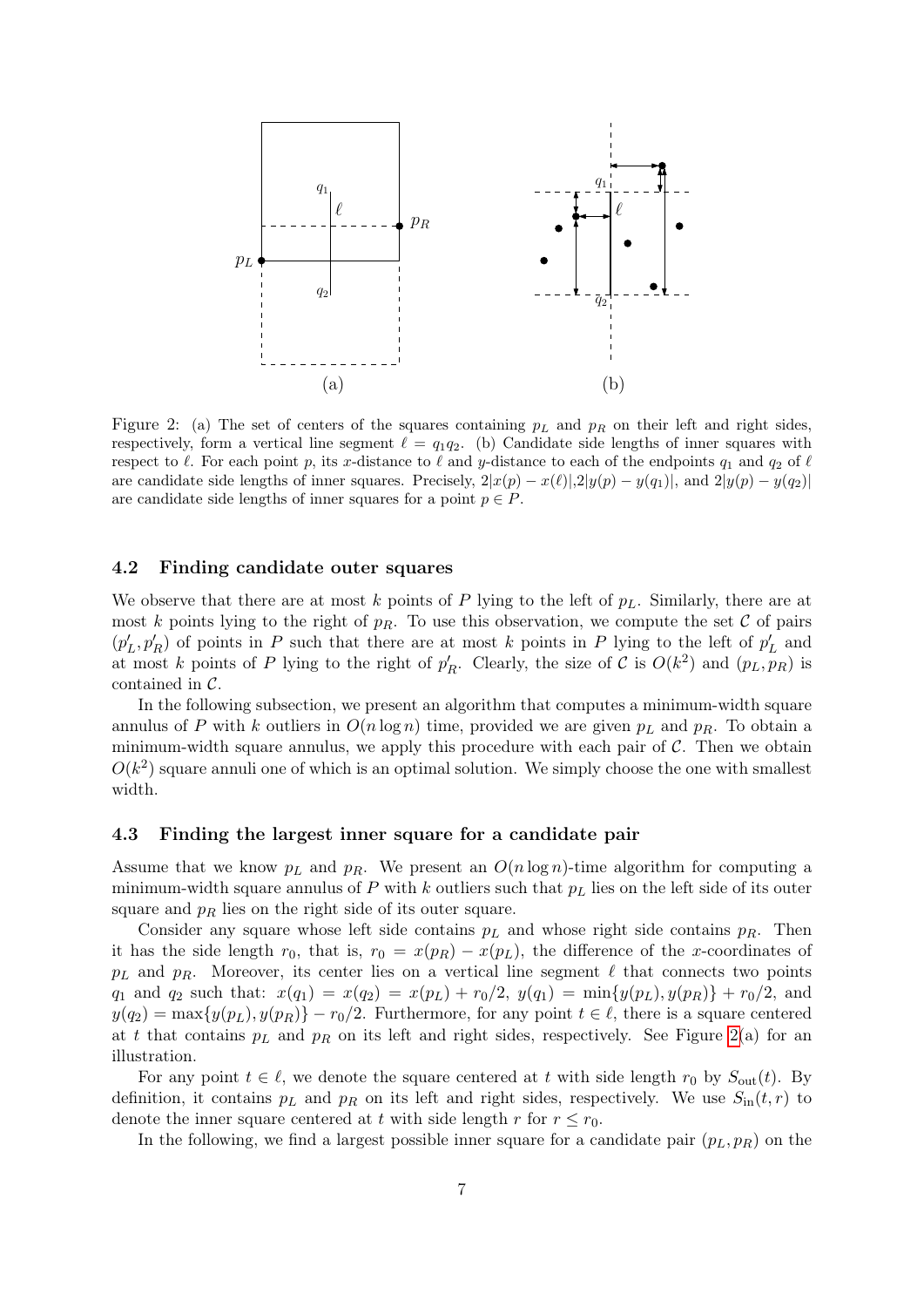Figure 2: (a) The set of centers of the squares containing $p_L$ and $p_R$ on their left and right sides, respectively, form a vertical line segment $\ell = q_1q_2$. (b) Candidate side lengths of inner squares with respect to $\ell$. For each point $p$, its $x$-distance to $\ell$ and $y$-distance to each of the endpoints $q_1$ and $q_2$ of $\ell$ are candidate side lengths of inner squares. Precisely, $2|x(p) - x(\ell)|$, $2|y(p) - y(q_1)|$, and $2|y(p) - y(q_2)|$ are candidate side lengths of inner squares for a point $p \in P$.

### 4.2 Finding candidate outer squares

We observe that there are at most $k$ points of $P$ lying to the left of $p_L$. Similarly, there are at most $k$ points lying to the right of $p_R$. To use this observation, we compute the set $\mathcal{C}$ of pairs $(p'_L, p'_R)$ of points in $P$ such that there are at most $k$ points in $P$ lying to the left of $p'_L$ and at most $k$ points of $P$ lying to the right of $p'_R$. Clearly, the size of $\mathcal{C}$ is $O(k^2)$ and $(p_L, p_R)$ is contained in $\mathcal{C}$.

In the following subsection, we present an algorithm that computes a minimum-width square annulus of $P$ with $k$ outliers in $O(n \log n)$ time, provided we are given $p_L$ and $p_R$. To obtain a minimum-width square annulus, we apply this procedure with each pair of $\mathcal{C}$. Then we obtain $O(k^2)$ square annuli one of which is an optimal solution. We simply choose the one with smallest width.

### 4.3 Finding the largest inner square for a candidate pair

Assume that we know $p_L$ and $p_R$. We present an $O(n \log n)$-time algorithm for computing a minimum-width square annulus of $P$ with $k$ outliers such that $p_L$ lies on the left side of its outer square and $p_R$ lies on the right side of its outer square.

Consider any square whose left side contains $p_L$ and whose right side contains $p_R$. Then it has the side length $r_0$, that is, $r_0 = x(p_R) - x(p_L)$, the difference of the $x$-coordinates of $p_L$ and $p_R$. Moreover, its center lies on a vertical line segment $\ell$ that connects two points $q_1$ and $q_2$ such that: $x(q_1) = x(q_2) = x(p_L) + r_0/2$, $y(q_1) = \min\{y(p_L), y(p_R)\} + r_0/2$, and $y(q_2) = \max\{y(p_L), y(p_R)\} - r_0/2$. Furthermore, for any point $t \in \ell$, there is a square centered at $t$ that contains $p_L$ and $p_R$ on its left and right sides, respectively. See Figure 2(a) for an illustration.

For any point $t \in \ell$, we denote the square centered at $t$ with side length $r_0$ by $S_{\text{out}}(t)$. By definition, it contains $p_L$ and $p_R$ on its left and right sides, respectively. We use $S_{\text{in}}(t, r)$ to denote the inner square centered at $t$ with side length $r$ for $r \le r_0$.

In the following, we find a largest possible inner square for a candidate pair $(p_L, p_R)$ on the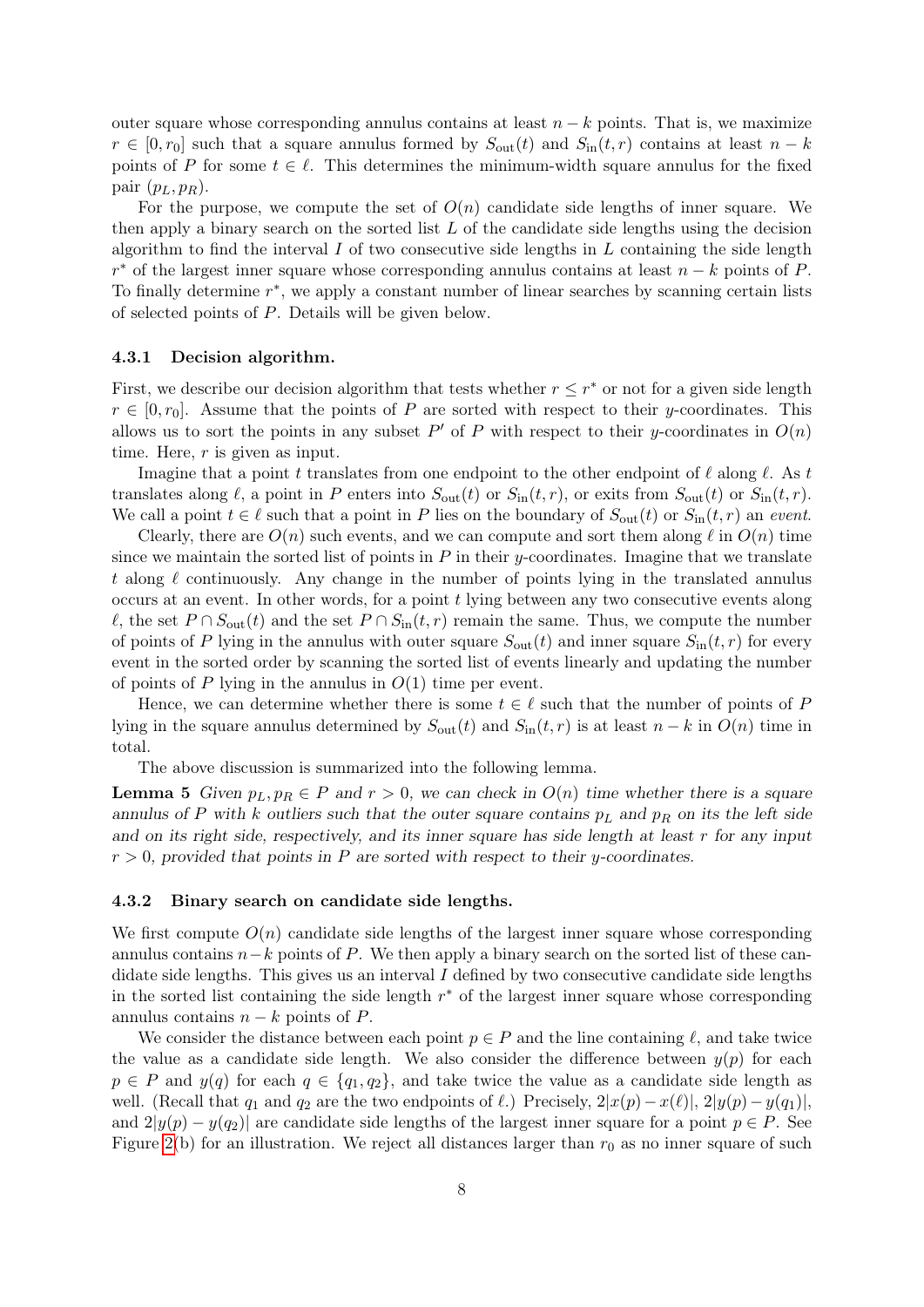outer square whose corresponding annulus contains at least $n - k$ points. That is, we maximize $r \in [0, r_0]$ such that a square annulus formed by $S_{\text{out}}(t)$ and $S_{\text{in}}(t, r)$ contains at least $n - k$ points of $P$ for some $t \in \ell$. This determines the minimum-width square annulus for the fixed pair $(p_L, p_R)$.

For the purpose, we compute the set of $O(n)$ candidate side lengths of inner square. We then apply a binary search on the sorted list $L$ of the candidate side lengths using the decision algorithm to find the interval $I$ of two consecutive side lengths in $L$ containing the side length $r^*$ of the largest inner square whose corresponding annulus contains at least $n - k$ points of $P$. To finally determine $r^*$, we apply a constant number of linear searches by scanning certain lists of selected points of $P$. Details will be given below.

### 4.3.1 Decision algorithm.

First, we describe our decision algorithm that tests whether $r \leq r^*$ or not for a given side length $r \in [0, r_0]$. Assume that the points of $P$ are sorted with respect to their $y$-coordinates. This allows us to sort the points in any subset $P'$ of $P$ with respect to their $y$-coordinates in $O(n)$ time. Here, $r$ is given as input.

Imagine that a point $t$ translates from one endpoint to the other endpoint of $\ell$ along $\ell$. As $t$ translates along $\ell$, a point in $P$ enters into $S_{\text{out}}(t)$ or $S_{\text{in}}(t, r)$, or exits from $S_{\text{out}}(t)$ or $S_{\text{in}}(t, r)$. We call a point $t \in \ell$ such that a point in $P$ lies on the boundary of $S_{\text{out}}(t)$ or $S_{\text{in}}(t, r)$ an *event*.

Clearly, there are $O(n)$ such events, and we can compute and sort them along $\ell$ in $O(n)$ time since we maintain the sorted list of points in $P$ in their $y$-coordinates. Imagine that we translate $t$ along $\ell$ continuously. Any change in the number of points lying in the translated annulus occurs at an event. In other words, for a point $t$ lying between any two consecutive events along $\ell$, the set $P \cap S_{\text{out}}(t)$ and the set $P \cap S_{\text{in}}(t, r)$ remain the same. Thus, we compute the number of points of $P$ lying in the annulus with outer square $S_{\text{out}}(t)$ and inner square $S_{\text{in}}(t, r)$ for every event in the sorted order by scanning the sorted list of events linearly and updating the number of points of $P$ lying in the annulus in $O(1)$ time per event.

Hence, we can determine whether there is some $t \in \ell$ such that the number of points of $P$ lying in the square annulus determined by $S_{\text{out}}(t)$ and $S_{\text{in}}(t, r)$ is at least $n - k$ in $O(n)$ time in total.

The above discussion is summarized into the following lemma.

**Lemma 5** *Given $p_L, p_R \in P$ and $r > 0$, we can check in $O(n)$ time whether there is a square annulus of $P$ with $k$ outliers such that the outer square contains $p_L$ and $p_R$ on its the left side and on its right side, respectively, and its inner square has side length at least $r$ for any input $r > 0$, provided that points in $P$ are sorted with respect to their $y$-coordinates.*

### 4.3.2 Binary search on candidate side lengths.

We first compute $O(n)$ candidate side lengths of the largest inner square whose corresponding annulus contains $n - k$ points of $P$. We then apply a binary search on the sorted list of these candidate side lengths. This gives us an interval $I$ defined by two consecutive candidate side lengths in the sorted list containing the side length $r^*$ of the largest inner square whose corresponding annulus contains $n - k$ points of $P$.

We consider the distance between each point $p \in P$ and the line containing $\ell$, and take twice the value as a candidate side length. We also consider the difference between $y(p)$ for each $p \in P$ and $y(q)$ for each $q \in \{q_1, q_2\}$, and take twice the value as a candidate side length as well. (Recall that $q_1$ and $q_2$ are the two endpoints of $\ell$.) Precisely, $2|x(p) - x(\ell)|$, $2|y(p) - y(q_1)|$, and $2|y(p) - y(q_2)|$ are candidate side lengths of the largest inner square for a point $p \in P$. See Figure 2(b) for an illustration. We reject all distances larger than $r_0$ as no inner square of such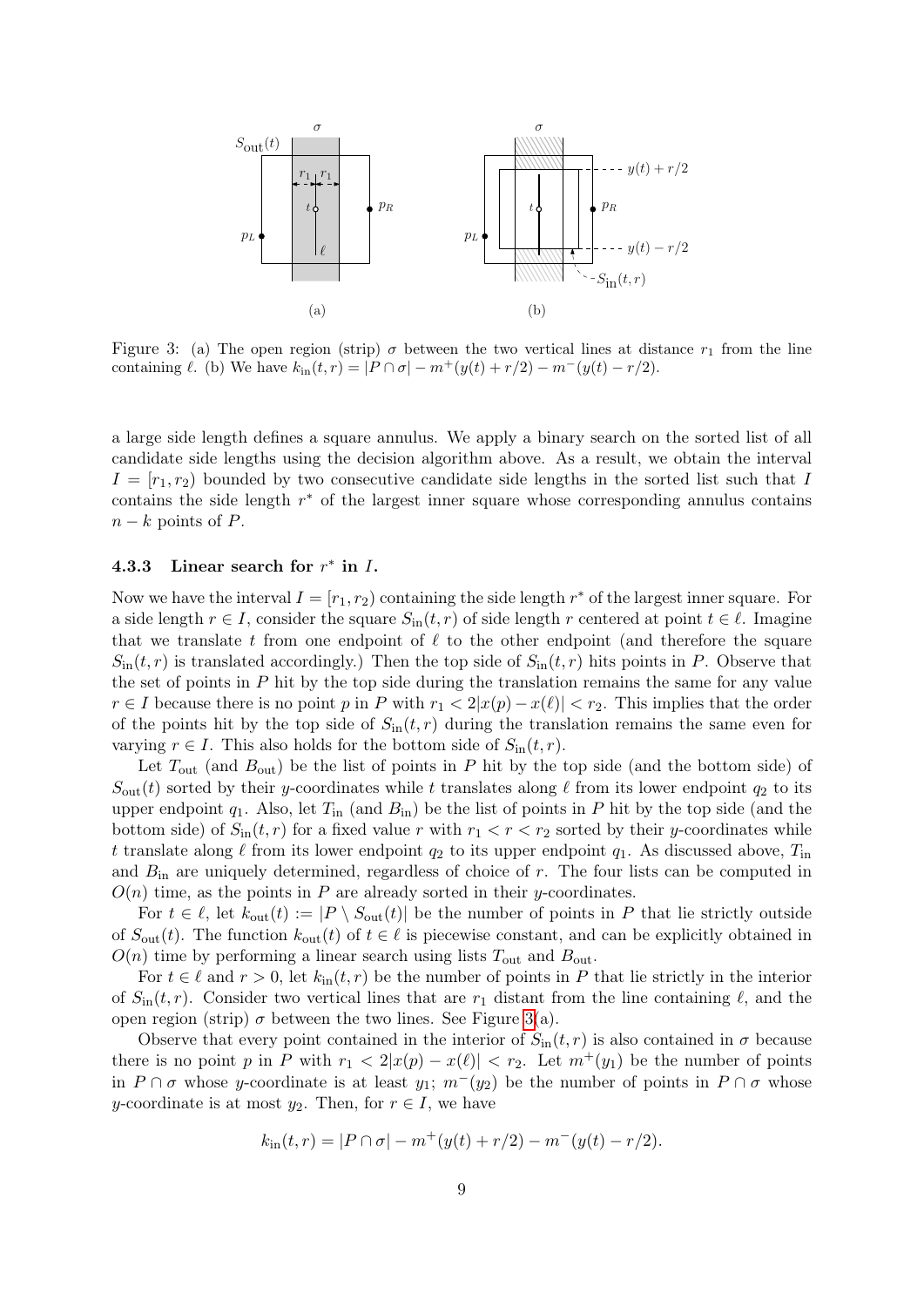Figure 3: (a) The open region (strip) $\sigma$ between the two vertical lines at distance $r_1$ from the line containing $\ell$. (b) We have $k_{\text{in}}(t,r) = |P \cap \sigma| - m^+(y(t)+r/2) - m^-(y(t)-r/2)$.

a large side length defines a square annulus. We apply a binary search on the sorted list of all candidate side lengths using the decision algorithm above. As a result, we obtain the interval $I = [r_1, r_2)$ bounded by two consecutive candidate side lengths in the sorted list such that $I$ contains the side length $r^*$ of the largest inner square whose corresponding annulus contains $n-k$ points of $P$.

#### 4.3.3 Linear search for $r^*$ in $I$.

Now we have the interval $I = [r_1, r_2)$ containing the side length $r^*$ of the largest inner square. For a side length $r \in I$, consider the square $S_{\text{in}}(t,r)$ of side length $r$ centered at point $t \in \ell$. Imagine that we translate $t$ from one endpoint of $\ell$ to the other endpoint (and therefore the square $S_{\text{in}}(t,r)$ is translated accordingly.) Then the top side of $S_{\text{in}}(t,r)$ hits points in $P$. Observe that the set of points in $P$ hit by the top side during the translation remains the same for any value $r \in I$ because there is no point $p$ in $P$ with $r_1 < 2|x(p) - x(\ell)| < r_2$. This implies that the order of the points hit by the top side of $S_{\text{in}}(t,r)$ during the translation remains the same even for varying $r \in I$. This also holds for the bottom side of $S_{\text{in}}(t,r)$.

Let $T_{\text{out}}$ (and $B_{\text{out}}$) be the list of points in $P$ hit by the top side (and the bottom side) of $S_{\text{out}}(t)$ sorted by their $y$-coordinates while $t$ translates along $\ell$ from its lower endpoint $q_2$ to its upper endpoint $q_1$. Also, let $T_{\text{in}}$ (and $B_{\text{in}}$) be the list of points in $P$ hit by the top side (and the bottom side) of $S_{\text{in}}(t,r)$ for a fixed value $r$ with $r_1 < r < r_2$ sorted by their $y$-coordinates while $t$ translate along $\ell$ from its lower endpoint $q_2$ to its upper endpoint $q_1$. As discussed above, $T_{\text{in}}$ and $B_{\text{in}}$ are uniquely determined, regardless of choice of $r$. The four lists can be computed in $O(n)$ time, as the points in $P$ are already sorted in their $y$-coordinates.

For $t \in \ell$, let $k_{\text{out}}(t) := |P \setminus S_{\text{out}}(t)|$ be the number of points in $P$ that lie strictly outside of $S_{\text{out}}(t)$. The function $k_{\text{out}}(t)$ of $t \in \ell$ is piecewise constant, and can be explicitly obtained in $O(n)$ time by performing a linear search using lists $T_{\text{out}}$ and $B_{\text{out}}$.

For $t \in \ell$ and $r > 0$, let $k_{\text{in}}(t,r)$ be the number of points in $P$ that lie strictly in the interior of $S_{\text{in}}(t,r)$. Consider two vertical lines that are $r_1$ distant from the line containing $\ell$, and the open region (strip) $\sigma$ between the two lines. See Figure 3(a).

Observe that every point contained in the interior of $S_{\text{in}}(t,r)$ is also contained in $\sigma$ because there is no point $p$ in $P$ with $r_1 < 2|x(p) - x(\ell)| < r_2$. Let $m^+(y_1)$ be the number of points in $P \cap \sigma$ whose $y$-coordinate is at least $y_1$; $m^-(y_2)$ be the number of points in $P \cap \sigma$ whose $y$-coordinate is at most $y_2$. Then, for $r \in I$, we have

$$k_{\text{in}}(t,r) = |P \cap \sigma| - m^+(y(t) + r/2) - m^-(y(t) - r/2).$$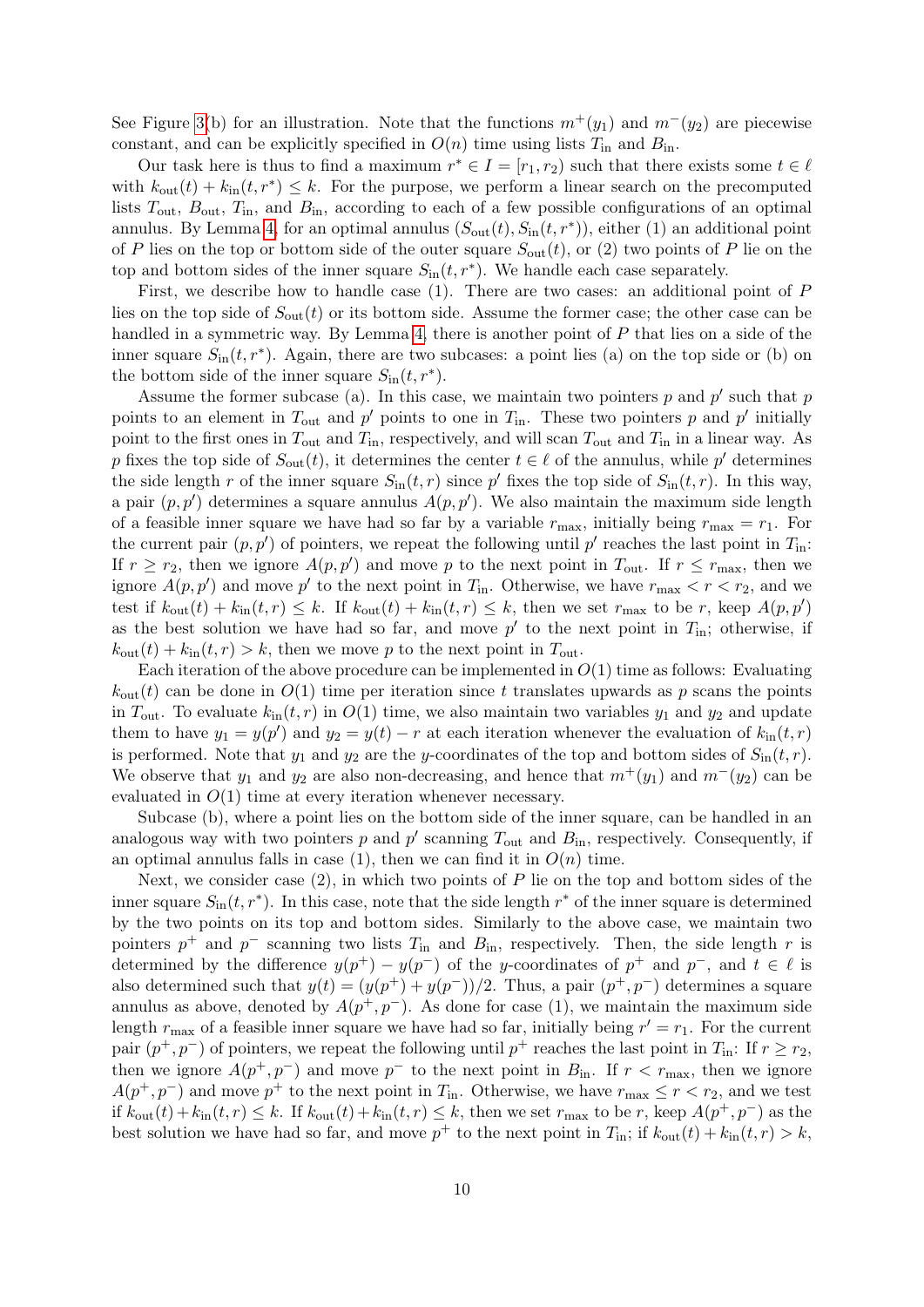See Figure 3(b) for an illustration. Note that the functions $m^+(y_1)$ and $m^-(y_2)$ are piecewise constant, and can be explicitly specified in $O(n)$ time using lists $T_{\mathrm{in}}$ and $B_{\mathrm{in}}$.

Our task here is thus to find a maximum $r^* \in I = [r_1, r_2)$ such that there exists some $t \in \ell$ with $k_{\mathrm{out}}(t) + k_{\mathrm{in}}(t, r^*) \leq k$. For the purpose, we perform a linear search on the precomputed lists $T_{\mathrm{out}}$, $B_{\mathrm{out}}$, $T_{\mathrm{in}}$, and $B_{\mathrm{in}}$, according to each of a few possible configurations of an optimal annulus. By Lemma 4, for an optimal annulus $(S_{\mathrm{out}}(t), S_{\mathrm{in}}(t, r^*))$, either (1) an additional point of $P$ lies on the top or bottom side of the outer square $S_{\mathrm{out}}(t)$, or (2) two points of $P$ lie on the top and bottom sides of the inner square $S_{\mathrm{in}}(t, r^*)$. We handle each case separately.

First, we describe how to handle case (1). There are two cases: an additional point of $P$ lies on the top side of $S_{\mathrm{out}}(t)$ or its bottom side. Assume the former case; the other case can be handled in a symmetric way. By Lemma 4, there is another point of $P$ that lies on a side of the inner square $S_{\mathrm{in}}(t, r^*)$. Again, there are two subcases: a point lies (a) on the top side or (b) on the bottom side of the inner square $S_{\mathrm{in}}(t, r^*)$.

Assume the former subcase (a). In this case, we maintain two pointers $p$ and $p'$ such that $p$ points to an element in $T_{\mathrm{out}}$ and $p'$ points to one in $T_{\mathrm{in}}$. These two pointers $p$ and $p'$ initially point to the first ones in $T_{\mathrm{out}}$ and $T_{\mathrm{in}}$, respectively, and will scan $T_{\mathrm{out}}$ and $T_{\mathrm{in}}$ in a linear way. As $p$ fixes the top side of $S_{\mathrm{out}}(t)$, it determines the center $t \in \ell$ of the annulus, while $p'$ determines the side length $r$ of the inner square $S_{\mathrm{in}}(t, r)$ since $p'$ fixes the top side of $S_{\mathrm{in}}(t, r)$. In this way, a pair $(p, p')$ determines a square annulus $A(p, p')$. We also maintain the maximum side length of a feasible inner square we have had so far by a variable $r_{\max}$, initially being $r_{\max} = r_1$. For the current pair $(p, p')$ of pointers, we repeat the following until $p'$ reaches the last point in $T_{\mathrm{in}}$: If $r \geq r_2$, then we ignore $A(p, p')$ and move $p$ to the next point in $T_{\mathrm{out}}$. If $r \leq r_{\max}$, then we ignore $A(p, p')$ and move $p'$ to the next point in $T_{\mathrm{in}}$. Otherwise, we have $r_{\max} < r < r_2$, and we test if $k_{\mathrm{out}}(t) + k_{\mathrm{in}}(t, r) \leq k$. If $k_{\mathrm{out}}(t) + k_{\mathrm{in}}(t, r) \leq k$, then we set $r_{\max}$ to be $r$, keep $A(p, p')$ as the best solution we have had so far, and move $p'$ to the next point in $T_{\mathrm{in}}$; otherwise, if $k_{\mathrm{out}}(t) + k_{\mathrm{in}}(t, r) > k$, then we move $p$ to the next point in $T_{\mathrm{out}}$.

Each iteration of the above procedure can be implemented in $O(1)$ time as follows: Evaluating $k_{\mathrm{out}}(t)$ can be done in $O(1)$ time per iteration since $t$ translates upwards as $p$ scans the points in $T_{\mathrm{out}}$. To evaluate $k_{\mathrm{in}}(t, r)$ in $O(1)$ time, we also maintain two variables $y_1$ and $y_2$ and update them to have $y_1 = y(p')$ and $y_2 = y(t) - r$ at each iteration whenever the evaluation of $k_{\mathrm{in}}(t, r)$ is performed. Note that $y_1$ and $y_2$ are the $y$-coordinates of the top and bottom sides of $S_{\mathrm{in}}(t, r)$. We observe that $y_1$ and $y_2$ are also non-decreasing, and hence that $m^+(y_1)$ and $m^-(y_2)$ can be evaluated in $O(1)$ time at every iteration whenever necessary.

Subcase (b), where a point lies on the bottom side of the inner square, can be handled in an analogous way with two pointers $p$ and $p'$ scanning $T_{\mathrm{out}}$ and $B_{\mathrm{in}}$, respectively. Consequently, if an optimal annulus falls in case (1), then we can find it in $O(n)$ time.

Next, we consider case (2), in which two points of $P$ lie on the top and bottom sides of the inner square $S_{\mathrm{in}}(t, r^*)$. In this case, note that the side length $r^*$ of the inner square is determined by the two points on its top and bottom sides. Similarly to the above case, we maintain two pointers $p^+$ and $p^-$ scanning two lists $T_{\mathrm{in}}$ and $B_{\mathrm{in}}$, respectively. Then, the side length $r$ is determined by the difference $y(p^+) - y(p^-)$ of the $y$-coordinates of $p^+$ and $p^-$, and $t \in \ell$ is also determined such that $y(t) = (y(p^+) + y(p^-))/2$. Thus, a pair $(p^+, p^-)$ determines a square annulus as above, denoted by $A(p^+, p^-)$. As done for case (1), we maintain the maximum side length $r_{\max}$ of a feasible inner square we have had so far, initially being $r' = r_1$. For the current pair $(p^+, p^-)$ of pointers, we repeat the following until $p^+$ reaches the last point in $T_{\mathrm{in}}$: If $r \geq r_2$, then we ignore $A(p^+, p^-)$ and move $p^-$ to the next point in $B_{\mathrm{in}}$. If $r < r_{\max}$, then we ignore $A(p^+, p^-)$ and move $p^+$ to the next point in $T_{\mathrm{in}}$. Otherwise, we have $r_{\max} \leq r < r_2$, and we test if $k_{\mathrm{out}}(t) + k_{\mathrm{in}}(t, r) \leq k$. If $k_{\mathrm{out}}(t) + k_{\mathrm{in}}(t, r) \leq k$, then we set $r_{\max}$ to be $r$, keep $A(p^+, p^-)$ as the best solution we have had so far, and move $p^+$ to the next point in $T_{\mathrm{in}}$; if $k_{\mathrm{out}}(t) + k_{\mathrm{in}}(t, r) > k$,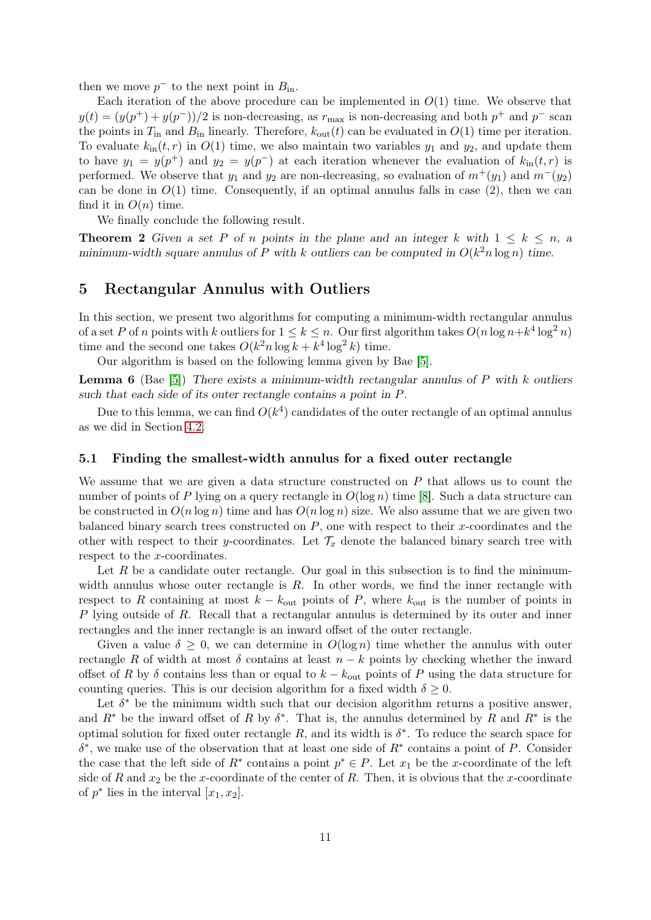then we move $p^-$ to the next point in $B_{\text{in}}$.

Each iteration of the above procedure can be implemented in $O(1)$ time. We observe that $y(t) = (y(p^+) + y(p^-))/2$ is non-decreasing, as $r_{\max}$ is non-decreasing and both $p^+$ and $p^-$ scan the points in $T_{\text{in}}$ and $B_{\text{in}}$ linearly. Therefore, $k_{\text{out}}(t)$ can be evaluated in $O(1)$ time per iteration. To evaluate $k_{\text{in}}(t, r)$ in $O(1)$ time, we also maintain two variables $y_1$ and $y_2$, and update them to have $y_1 = y(p^+)$ and $y_2 = y(p^-)$ at each iteration whenever the evaluation of $k_{\text{in}}(t, r)$ is performed. We observe that $y_1$ and $y_2$ are non-decreasing, so evaluation of $m^+(y_1)$ and $m^-(y_2)$ can be done in $O(1)$ time. Consequently, if an optimal annulus falls in case (2), then we can find it in $O(n)$ time.

We finally conclude the following result.

**Theorem 2** *Given a set $P$ of $n$ points in the plane and an integer $k$ with $1 \leq k \leq n$, a minimum-width square annulus of $P$ with $k$ outliers can be computed in $O(k^2 n \log n)$ time.*

## 5 Rectangular Annulus with Outliers

In this section, we present two algorithms for computing a minimum-width rectangular annulus of a set $P$ of $n$ points with $k$ outliers for $1 \leq k \leq n$. Our first algorithm takes $O(n \log n + k^4 \log^2 n)$ time and the second one takes $O(k^2 n \log k + k^4 \log^2 k)$ time.

Our algorithm is based on the following lemma given by Bae [5].

**Lemma 6** (Bae [5]) *There exists a minimum-width rectangular annulus of $P$ with $k$ outliers such that each side of its outer rectangle contains a point in $P$.*

Due to this lemma, we can find $O(k^4)$ candidates of the outer rectangle of an optimal annulus as we did in Section 4.2.

### 5.1 Finding the smallest-width annulus for a fixed outer rectangle

We assume that we are given a data structure constructed on $P$ that allows us to count the number of points of $P$ lying on a query rectangle in $O(\log n)$ time [8]. Such a data structure can be constructed in $O(n \log n)$ time and has $O(n \log n)$ size. We also assume that we are given two balanced binary search trees constructed on $P$, one with respect to their $x$-coordinates and the other with respect to their $y$-coordinates. Let $\mathcal{T}_x$ denote the balanced binary search tree with respect to the $x$-coordinates.

Let $R$ be a candidate outer rectangle. Our goal in this subsection is to find the minimum-width annulus whose outer rectangle is $R$. In other words, we find the inner rectangle with respect to $R$ containing at most $k - k_{\text{out}}$ points of $P$, where $k_{\text{out}}$ is the number of points in $P$ lying outside of $R$. Recall that a rectangular annulus is determined by its outer and inner rectangles and the inner rectangle is an inward offset of the outer rectangle.

Given a value $\delta \geq 0$, we can determine in $O(\log n)$ time whether the annulus with outer rectangle $R$ of width at most $\delta$ contains at least $n - k$ points by checking whether the inward offset of $R$ by $\delta$ contains less than or equal to $k - k_{\text{out}}$ points of $P$ using the data structure for counting queries. This is our decision algorithm for a fixed width $\delta \geq 0$.

Let $\delta^*$ be the minimum width such that our decision algorithm returns a positive answer, and $R^*$ be the inward offset of $R$ by $\delta^*$. That is, the annulus determined by $R$ and $R^*$ is the optimal solution for fixed outer rectangle $R$, and its width is $\delta^*$. To reduce the search space for $\delta^*$, we make use of the observation that at least one side of $R^*$ contains a point of $P$. Consider the case that the left side of $R^*$ contains a point $p^* \in P$. Let $x_1$ be the $x$-coordinate of the left side of $R$ and $x_2$ be the $x$-coordinate of the center of $R$. Then, it is obvious that the $x$-coordinate of $p^*$ lies in the interval $[x_1, x_2]$.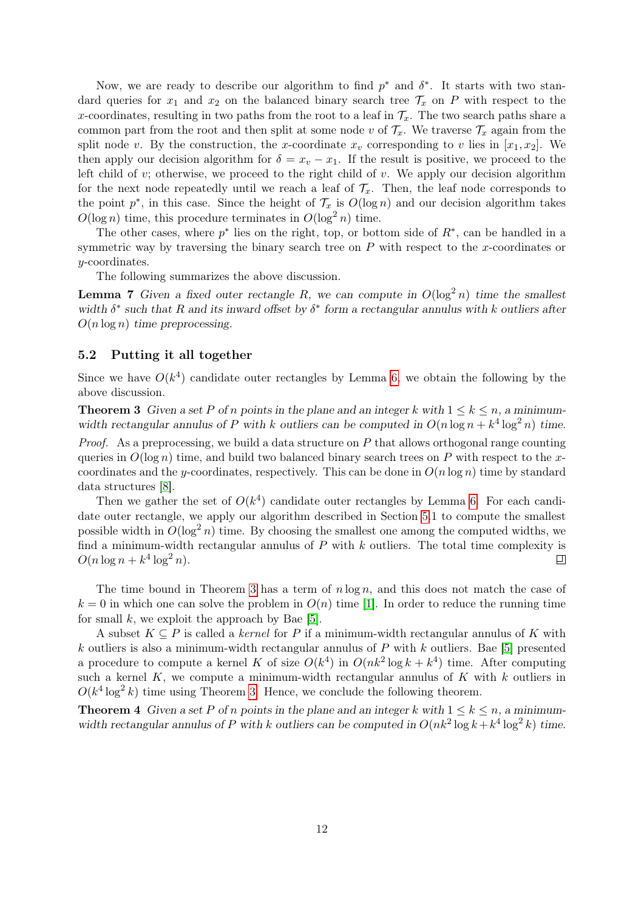Now, we are ready to describe our algorithm to find $p^*$ and $\delta^*$. It starts with two standard queries for $x_1$ and $x_2$ on the balanced binary search tree $\mathcal{T}_x$ on $P$ with respect to the $x$-coordinates, resulting in two paths from the root to a leaf in $\mathcal{T}_x$. The two search paths share a common part from the root and then split at some node $v$ of $\mathcal{T}_x$. We traverse $\mathcal{T}_x$ again from the split node $v$. By the construction, the $x$-coordinate $x_v$ corresponding to $v$ lies in $[x_1, x_2]$. We then apply our decision algorithm for $\delta = x_v - x_1$. If the result is positive, we proceed to the left child of $v$; otherwise, we proceed to the right child of $v$. We apply our decision algorithm for the next node repeatedly until we reach a leaf of $\mathcal{T}_x$. Then, the leaf node corresponds to the point $p^*$, in this case. Since the height of $\mathcal{T}_x$ is $O(\log n)$ and our decision algorithm takes $O(\log n)$ time, this procedure terminates in $O(\log^2 n)$ time.

The other cases, where $p^*$ lies on the right, top, or bottom side of $R^*$, can be handled in a symmetric way by traversing the binary search tree on $P$ with respect to the $x$-coordinates or $y$-coordinates.

The following summarizes the above discussion.

**Lemma 7** *Given a fixed outer rectangle $R$, we can compute in $O(\log^2 n)$ time the smallest width $\delta^*$ such that $R$ and its inward offset by $\delta^*$ form a rectangular annulus with $k$ outliers after $O(n \log n)$ time preprocessing.*

### 5.2 Putting it all together

Since we have $O(k^4)$ candidate outer rectangles by Lemma 6, we obtain the following by the above discussion.

**Theorem 3** *Given a set $P$ of $n$ points in the plane and an integer $k$ with $1 \leq k \leq n$, a minimum-width rectangular annulus of $P$ with $k$ outliers can be computed in $O(n \log n + k^4 \log^2 n)$ time.*

*Proof.* As a preprocessing, we build a data structure on $P$ that allows orthogonal range counting queries in $O(\log n)$ time, and build two balanced binary search trees on $P$ with respect to the $x$-coordinates and the $y$-coordinates, respectively. This can be done in $O(n \log n)$ time by standard data structures [8].

Then we gather the set of $O(k^4)$ candidate outer rectangles by Lemma 6. For each candidate outer rectangle, we apply our algorithm described in Section 5.1 to compute the smallest possible width in $O(\log^2 n)$ time. By choosing the smallest one among the computed widths, we find a minimum-width rectangular annulus of $P$ with $k$ outliers. The total time complexity is $O(n \log n + k^4 \log^2 n)$. ◻

The time bound in Theorem 3 has a term of $n \log n$, and this does not match the case of $k = 0$ in which one can solve the problem in $O(n)$ time [1]. In order to reduce the running time for small $k$, we exploit the approach by Bae [5].

A subset $K \subseteq P$ is called a *kernel* for $P$ if a minimum-width rectangular annulus of $K$ with $k$ outliers is also a minimum-width rectangular annulus of $P$ with $k$ outliers. Bae [5] presented a procedure to compute a kernel $K$ of size $O(k^4)$ in $O(nk^2 \log k + k^4)$ time. After computing such a kernel $K$, we compute a minimum-width rectangular annulus of $K$ with $k$ outliers in $O(k^4 \log^2 k)$ time using Theorem 3. Hence, we conclude the following theorem.

**Theorem 4** *Given a set $P$ of $n$ points in the plane and an integer $k$ with $1 \leq k \leq n$, a minimum-width rectangular annulus of $P$ with $k$ outliers can be computed in $O(nk^2 \log k + k^4 \log^2 k)$ time.*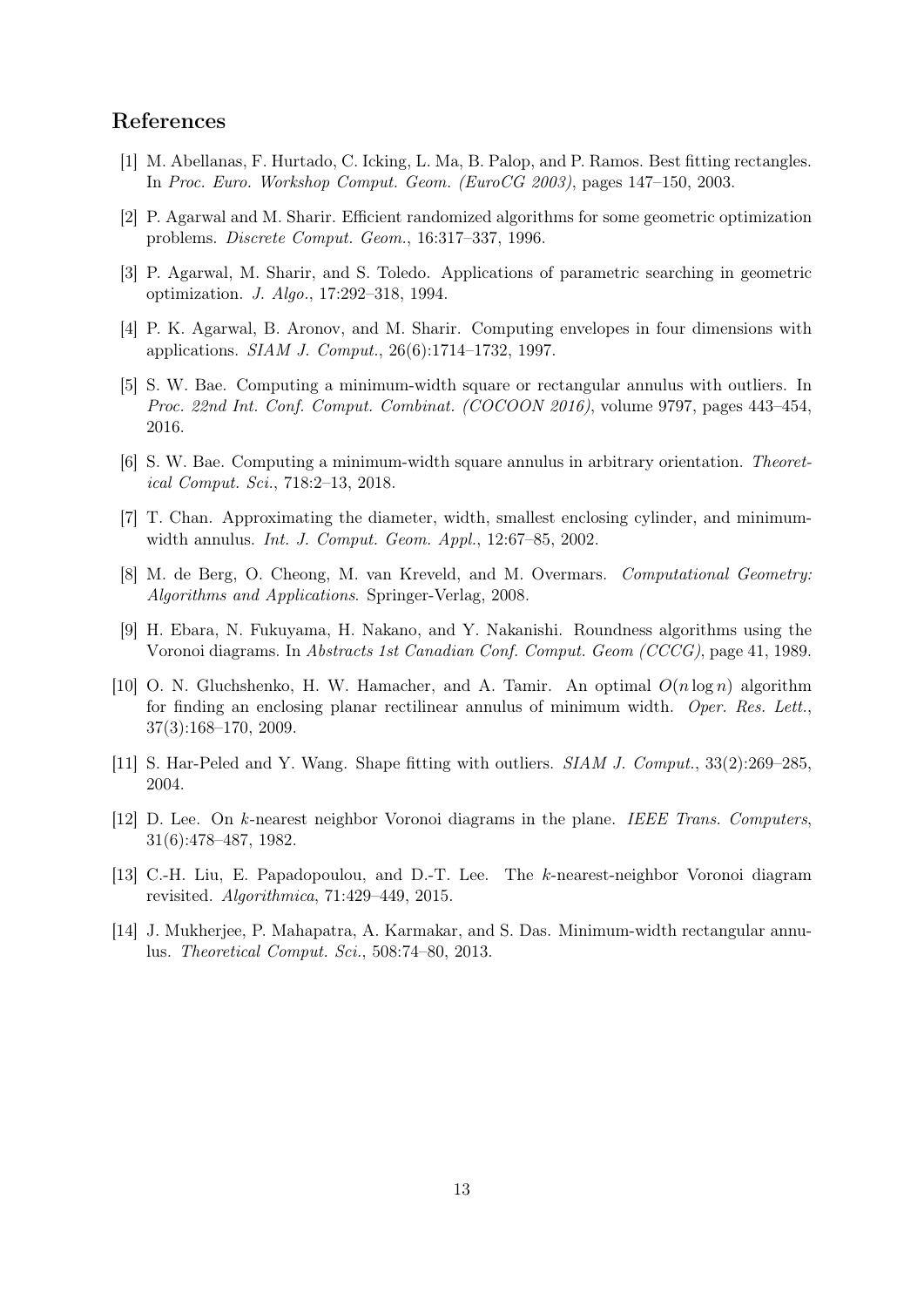## References

[1] M. Abellanas, F. Hurtado, C. Icking, L. Ma, B. Palop, and P. Ramos. Best fitting rectangles. In *Proc. Euro. Workshop Comput. Geom. (EuroCG 2003)*, pages 147–150, 2003.

[2] P. Agarwal and M. Sharir. Efficient randomized algorithms for some geometric optimization problems. *Discrete Comput. Geom.*, 16:317–337, 1996.

[3] P. Agarwal, M. Sharir, and S. Toledo. Applications of parametric searching in geometric optimization. *J. Algo.*, 17:292–318, 1994.

[4] P. K. Agarwal, B. Aronov, and M. Sharir. Computing envelopes in four dimensions with applications. *SIAM J. Comput.*, 26(6):1714–1732, 1997.

[5] S. W. Bae. Computing a minimum-width square or rectangular annulus with outliers. In *Proc. 22nd Int. Conf. Comput. Combinat. (COCOON 2016)*, volume 9797, pages 443–454, 2016.

[6] S. W. Bae. Computing a minimum-width square annulus in arbitrary orientation. *Theoretical Comput. Sci.*, 718:2–13, 2018.

[7] T. Chan. Approximating the diameter, width, smallest enclosing cylinder, and minimum-width annulus. *Int. J. Comput. Geom. Appl.*, 12:67–85, 2002.

[8] M. de Berg, O. Cheong, M. van Kreveld, and M. Overmars. *Computational Geometry: Algorithms and Applications*. Springer-Verlag, 2008.

[9] H. Ebara, N. Fukuyama, H. Nakano, and Y. Nakanishi. Roundness algorithms using the Voronoi diagrams. In *Abstracts 1st Canadian Conf. Comput. Geom (CCCG)*, page 41, 1989.

[10] O. N. Gluchshenko, H. W. Hamacher, and A. Tamir. An optimal $O(n \log n)$ algorithm for finding an enclosing planar rectilinear annulus of minimum width. *Oper. Res. Lett.*, 37(3):168–170, 2009.

[11] S. Har-Peled and Y. Wang. Shape fitting with outliers. *SIAM J. Comput.*, 33(2):269–285, 2004.

[12] D. Lee. On $k$-nearest neighbor Voronoi diagrams in the plane. *IEEE Trans. Computers*, 31(6):478–487, 1982.

[13] C.-H. Liu, E. Papadopoulou, and D.-T. Lee. The $k$-nearest-neighbor Voronoi diagram revisited. *Algorithmica*, 71:429–449, 2015.

[14] J. Mukherjee, P. Mahapatra, A. Karmakar, and S. Das. Minimum-width rectangular annulus. *Theoretical Comput. Sci.*, 508:74–80, 2013.